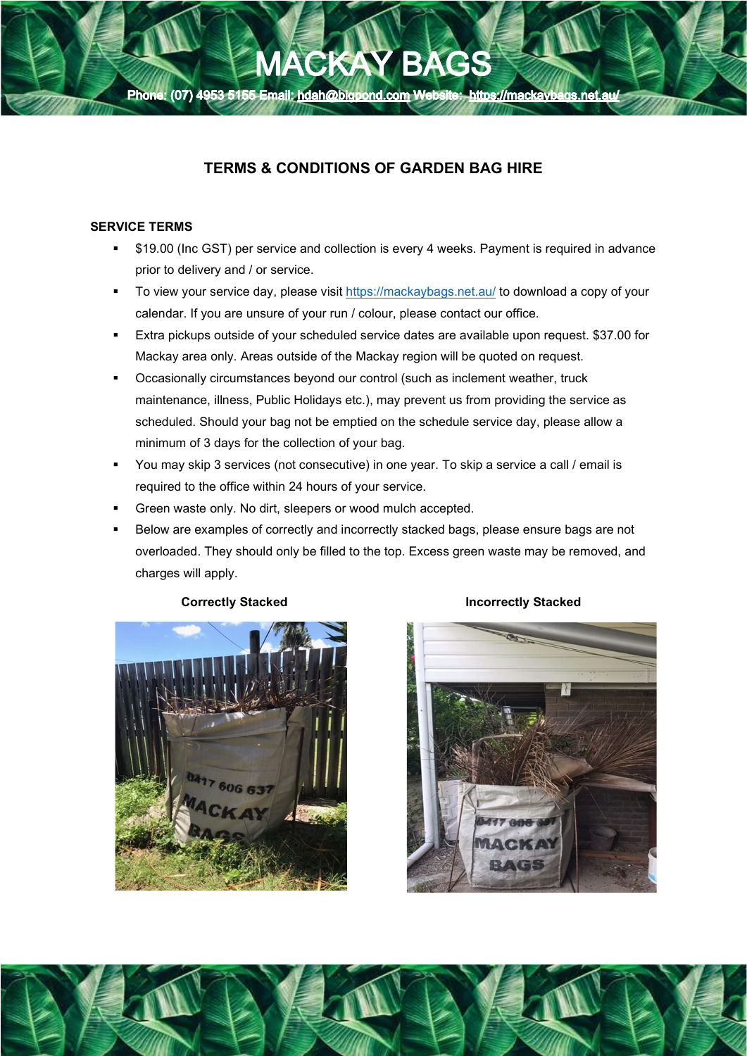# MACKAY BAGS

**Phone: (07) 4953 5155 Email: hdah@bigpond.com Website: https://mackaybags.net.au/**

## TERMS & CONDITIONS OF GARDEN BAG HIRE

### SERVICE TERMS

- $19.00 (Inc GST) per service and collection is every 4 weeks. Payment is required in advance prior to delivery and / or service.
- To view your service day, please visit https://mackaybags.net.au/ to download a copy of your calendar. If you are unsure of your run / colour, please contact our office.
- Extra pickups outside of your scheduled service dates are available upon request. $37.00 for Mackay area only. Areas outside of the Mackay region will be quoted on request.
- Occasionally circumstances beyond our control (such as inclement weather, truck maintenance, illness, Public Holidays etc.), may prevent us from providing the service as scheduled. Should your bag not be emptied on the schedule service day, please allow a minimum of 3 days for the collection of your bag.
- You may skip 3 services (not consecutive) in one year. To skip a service a call / email is required to the office within 24 hours of your service.
- Green waste only. No dirt, sleepers or wood mulch accepted.
- Below are examples of correctly and incorrectly stacked bags, please ensure bags are not overloaded. They should only be filled to the top. Excess green waste may be removed, and charges will apply.

**Correctly Stacked**

**Incorrectly Stacked**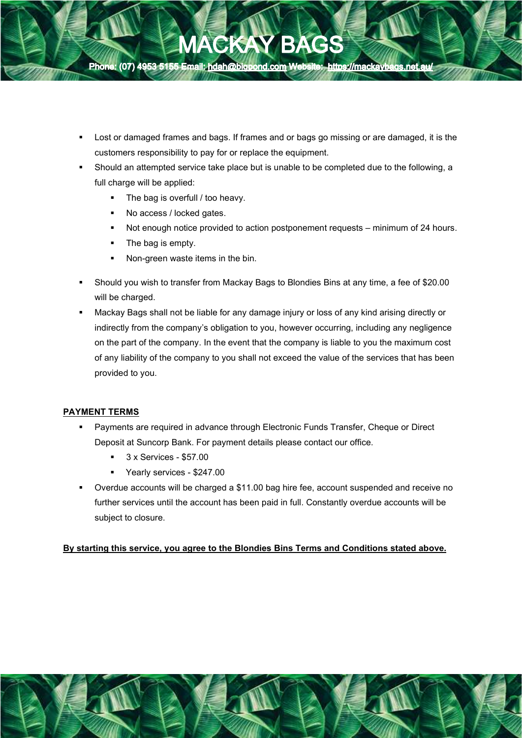- Lost or damaged frames and bags. If frames and or bags go missing or are damaged, it is the customers responsibility to pay for or replace the equipment.
- Should an attempted service take place but is unable to be completed due to the following, a full charge will be applied:
  - The bag is overfull / too heavy.
  - No access / locked gates.
  - Not enough notice provided to action postponement requests – minimum of 24 hours.
  - The bag is empty.
  - Non-green waste items in the bin.
- Should you wish to transfer from Mackay Bags to Blondies Bins at any time, a fee of $20.00 will be charged.
- Mackay Bags shall not be liable for any damage injury or loss of any kind arising directly or indirectly from the company's obligation to you, however occurring, including any negligence on the part of the company. In the event that the company is liable to you the maximum cost of any liability of the company to you shall not exceed the value of the services that has been provided to you.

**PAYMENT TERMS**

- Payments are required in advance through Electronic Funds Transfer, Cheque or Direct Deposit at Suncorp Bank. For payment details please contact our office.
  - 3 x Services - $57.00
  - Yearly services - $247.00
- Overdue accounts will be charged a $11.00 bag hire fee, account suspended and receive no further services until the account has been paid in full. Constantly overdue accounts will be subject to closure.

**By starting this service, you agree to the Blondies Bins Terms and Conditions stated above.**